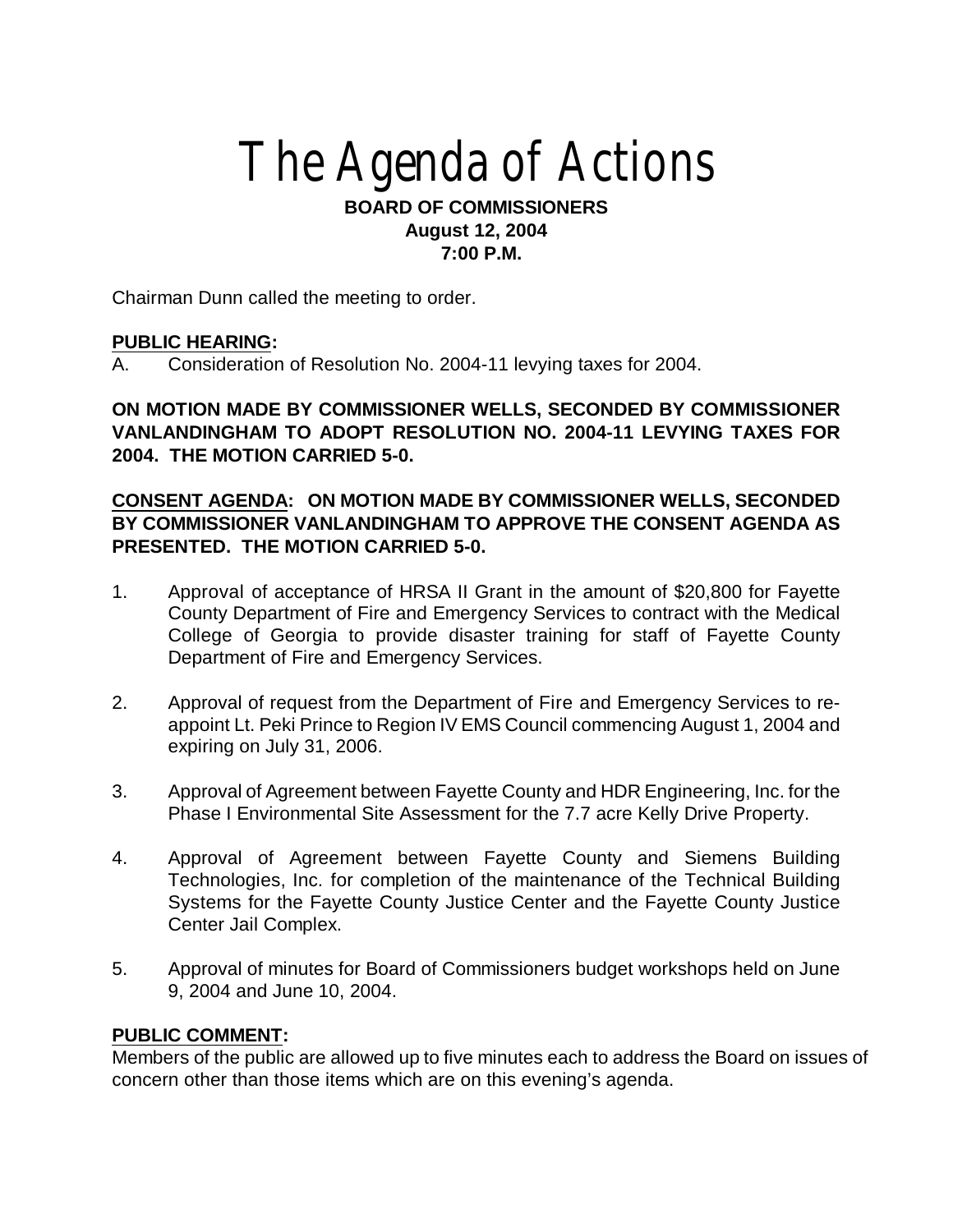# The Agenda of Actions

**BOARD OF COMMISSIONERS**
**August 12, 2004**
**7:00 P.M.**

Chairman Dunn called the meeting to order.

**PUBLIC HEARING:**

A. Consideration of Resolution No. 2004-11 levying taxes for 2004.

**ON MOTION MADE BY COMMISSIONER WELLS, SECONDED BY COMMISSIONER VANLANDINGHAM TO ADOPT RESOLUTION NO. 2004-11 LEVYING TAXES FOR 2004. THE MOTION CARRIED 5-0.**

**CONSENT AGENDA: ON MOTION MADE BY COMMISSIONER WELLS, SECONDED BY COMMISSIONER VANLANDINGHAM TO APPROVE THE CONSENT AGENDA AS PRESENTED. THE MOTION CARRIED 5-0.**

1. Approval of acceptance of HRSA II Grant in the amount of $20,800 for Fayette County Department of Fire and Emergency Services to contract with the Medical College of Georgia to provide disaster training for staff of Fayette County Department of Fire and Emergency Services.

2. Approval of request from the Department of Fire and Emergency Services to re-appoint Lt. Peki Prince to Region IV EMS Council commencing August 1, 2004 and expiring on July 31, 2006.

3. Approval of Agreement between Fayette County and HDR Engineering, Inc. for the Phase I Environmental Site Assessment for the 7.7 acre Kelly Drive Property.

4. Approval of Agreement between Fayette County and Siemens Building Technologies, Inc. for completion of the maintenance of the Technical Building Systems for the Fayette County Justice Center and the Fayette County Justice Center Jail Complex.

5. Approval of minutes for Board of Commissioners budget workshops held on June 9, 2004 and June 10, 2004.

**PUBLIC COMMENT:**

Members of the public are allowed up to five minutes each to address the Board on issues of concern other than those items which are on this evening's agenda.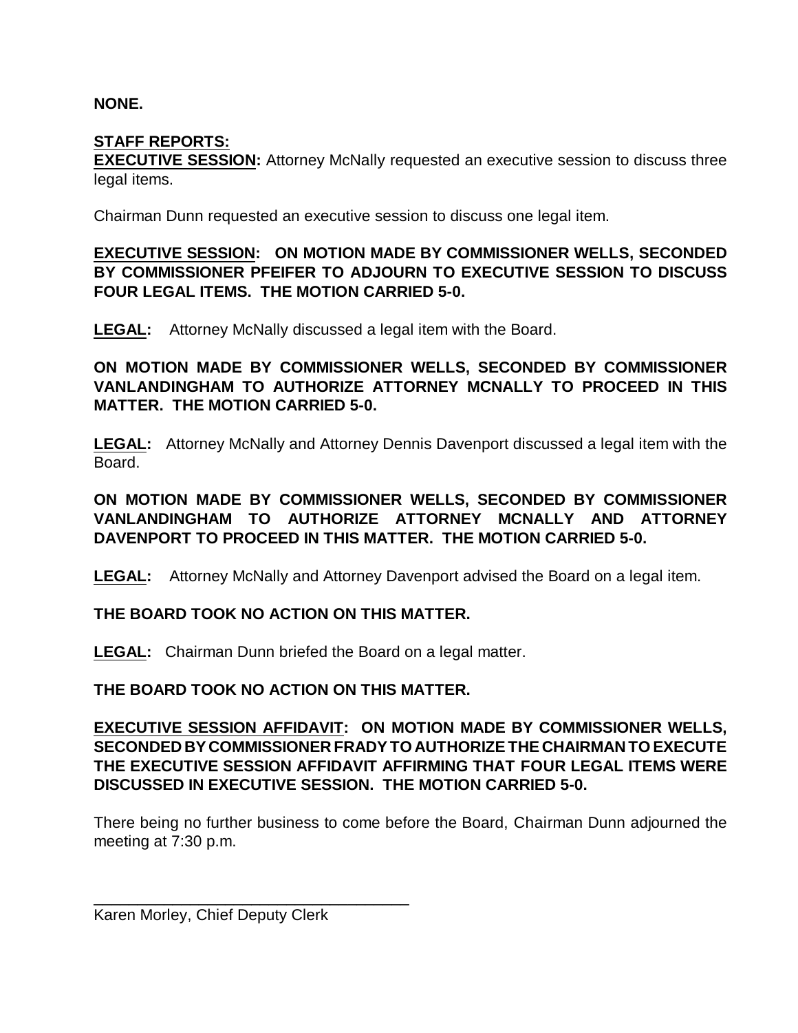**NONE.**

**STAFF REPORTS:**

**EXECUTIVE SESSION:** Attorney McNally requested an executive session to discuss three legal items.

Chairman Dunn requested an executive session to discuss one legal item.

**EXECUTIVE SESSION: ON MOTION MADE BY COMMISSIONER WELLS, SECONDED BY COMMISSIONER PFEIFER TO ADJOURN TO EXECUTIVE SESSION TO DISCUSS FOUR LEGAL ITEMS. THE MOTION CARRIED 5-0.**

**LEGAL:** Attorney McNally discussed a legal item with the Board.

**ON MOTION MADE BY COMMISSIONER WELLS, SECONDED BY COMMISSIONER VANLANDINGHAM TO AUTHORIZE ATTORNEY MCNALLY TO PROCEED IN THIS MATTER. THE MOTION CARRIED 5-0.**

**LEGAL:** Attorney McNally and Attorney Dennis Davenport discussed a legal item with the Board.

**ON MOTION MADE BY COMMISSIONER WELLS, SECONDED BY COMMISSIONER VANLANDINGHAM TO AUTHORIZE ATTORNEY MCNALLY AND ATTORNEY DAVENPORT TO PROCEED IN THIS MATTER. THE MOTION CARRIED 5-0.**

**LEGAL:** Attorney McNally and Attorney Davenport advised the Board on a legal item.

**THE BOARD TOOK NO ACTION ON THIS MATTER.**

**LEGAL:** Chairman Dunn briefed the Board on a legal matter.

**THE BOARD TOOK NO ACTION ON THIS MATTER.**

**EXECUTIVE SESSION AFFIDAVIT: ON MOTION MADE BY COMMISSIONER WELLS, SECONDED BY COMMISSIONER FRADY TO AUTHORIZE THE CHAIRMAN TO EXECUTE THE EXECUTIVE SESSION AFFIDAVIT AFFIRMING THAT FOUR LEGAL ITEMS WERE DISCUSSED IN EXECUTIVE SESSION. THE MOTION CARRIED 5-0.**

There being no further business to come before the Board, Chairman Dunn adjourned the meeting at 7:30 p.m.

\_\_\_\_\_\_\_\_\_\_\_\_\_\_\_\_\_\_\_\_\_\_\_\_\_\_\_\_\_\_\_\_\_\_\_\_

Karen Morley, Chief Deputy Clerk